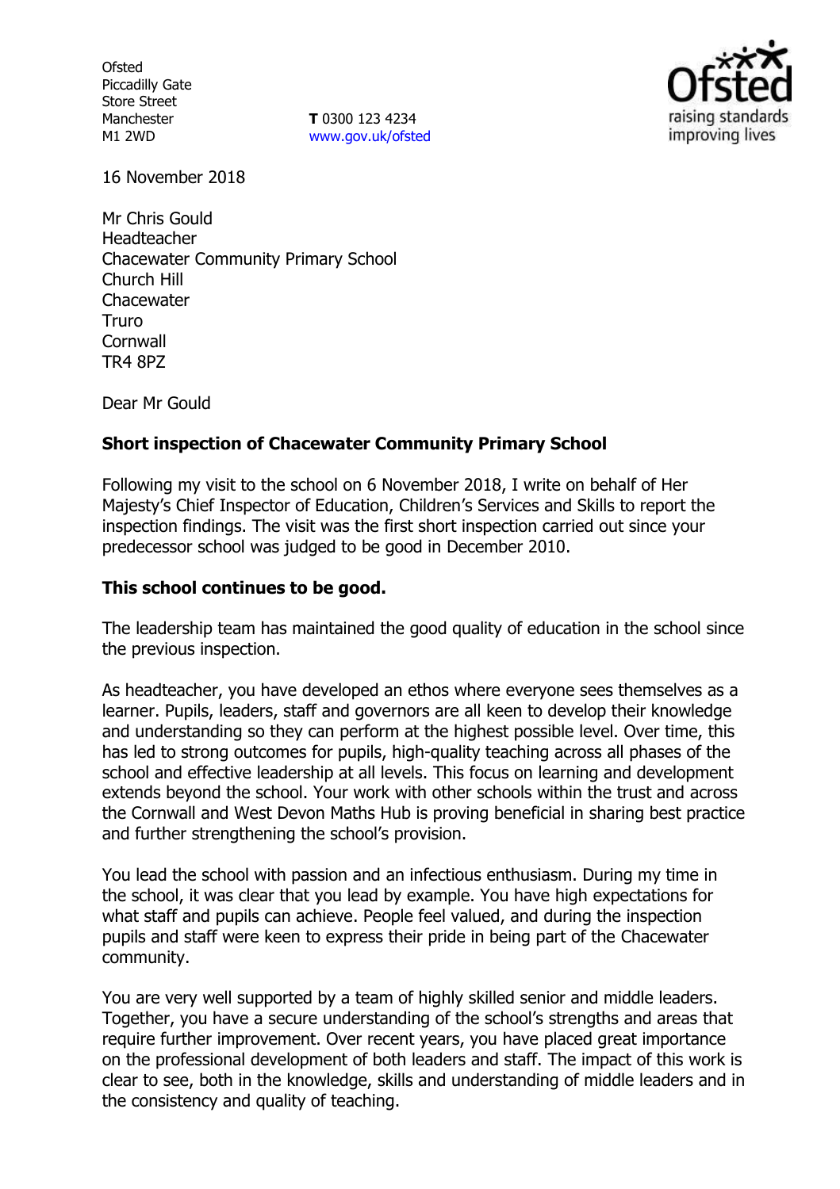Ofsted
Piccadilly Gate
Store Street
Manchester
M1 2WD

**T** 0300 123 4234
www.gov.uk/ofsted

16 November 2018

Mr Chris Gould
Headteacher
Chacewater Community Primary School
Church Hill
Chacewater
Truro
Cornwall
TR4 8PZ

Dear Mr Gould

**Short inspection of Chacewater Community Primary School**

Following my visit to the school on 6 November 2018, I write on behalf of Her Majesty's Chief Inspector of Education, Children's Services and Skills to report the inspection findings. The visit was the first short inspection carried out since your predecessor school was judged to be good in December 2010.

**This school continues to be good.**

The leadership team has maintained the good quality of education in the school since the previous inspection.

As headteacher, you have developed an ethos where everyone sees themselves as a learner. Pupils, leaders, staff and governors are all keen to develop their knowledge and understanding so they can perform at the highest possible level. Over time, this has led to strong outcomes for pupils, high-quality teaching across all phases of the school and effective leadership at all levels. This focus on learning and development extends beyond the school. Your work with other schools within the trust and across the Cornwall and West Devon Maths Hub is proving beneficial in sharing best practice and further strengthening the school's provision.

You lead the school with passion and an infectious enthusiasm. During my time in the school, it was clear that you lead by example. You have high expectations for what staff and pupils can achieve. People feel valued, and during the inspection pupils and staff were keen to express their pride in being part of the Chacewater community.

You are very well supported by a team of highly skilled senior and middle leaders. Together, you have a secure understanding of the school's strengths and areas that require further improvement. Over recent years, you have placed great importance on the professional development of both leaders and staff. The impact of this work is clear to see, both in the knowledge, skills and understanding of middle leaders and in the consistency and quality of teaching.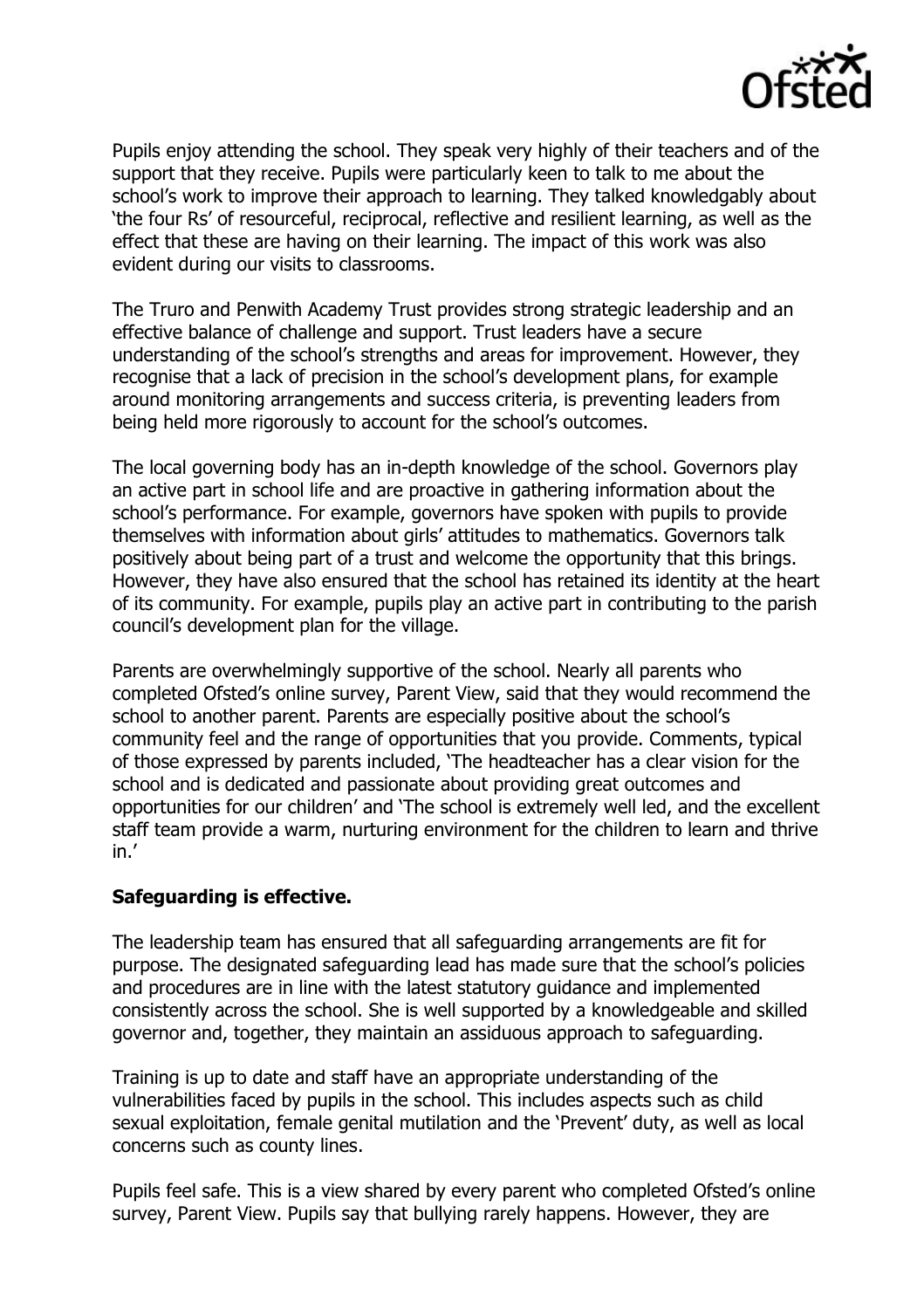Pupils enjoy attending the school. They speak very highly of their teachers and of the support that they receive. Pupils were particularly keen to talk to me about the school's work to improve their approach to learning. They talked knowledgably about 'the four Rs' of resourceful, reciprocal, reflective and resilient learning, as well as the effect that these are having on their learning. The impact of this work was also evident during our visits to classrooms.

The Truro and Penwith Academy Trust provides strong strategic leadership and an effective balance of challenge and support. Trust leaders have a secure understanding of the school's strengths and areas for improvement. However, they recognise that a lack of precision in the school's development plans, for example around monitoring arrangements and success criteria, is preventing leaders from being held more rigorously to account for the school's outcomes.

The local governing body has an in-depth knowledge of the school. Governors play an active part in school life and are proactive in gathering information about the school's performance. For example, governors have spoken with pupils to provide themselves with information about girls' attitudes to mathematics. Governors talk positively about being part of a trust and welcome the opportunity that this brings. However, they have also ensured that the school has retained its identity at the heart of its community. For example, pupils play an active part in contributing to the parish council's development plan for the village.

Parents are overwhelmingly supportive of the school. Nearly all parents who completed Ofsted's online survey, Parent View, said that they would recommend the school to another parent. Parents are especially positive about the school's community feel and the range of opportunities that you provide. Comments, typical of those expressed by parents included, 'The headteacher has a clear vision for the school and is dedicated and passionate about providing great outcomes and opportunities for our children' and 'The school is extremely well led, and the excellent staff team provide a warm, nurturing environment for the children to learn and thrive in.'

**Safeguarding is effective.**

The leadership team has ensured that all safeguarding arrangements are fit for purpose. The designated safeguarding lead has made sure that the school's policies and procedures are in line with the latest statutory guidance and implemented consistently across the school. She is well supported by a knowledgeable and skilled governor and, together, they maintain an assiduous approach to safeguarding.

Training is up to date and staff have an appropriate understanding of the vulnerabilities faced by pupils in the school. This includes aspects such as child sexual exploitation, female genital mutilation and the 'Prevent' duty, as well as local concerns such as county lines.

Pupils feel safe. This is a view shared by every parent who completed Ofsted's online survey, Parent View. Pupils say that bullying rarely happens. However, they are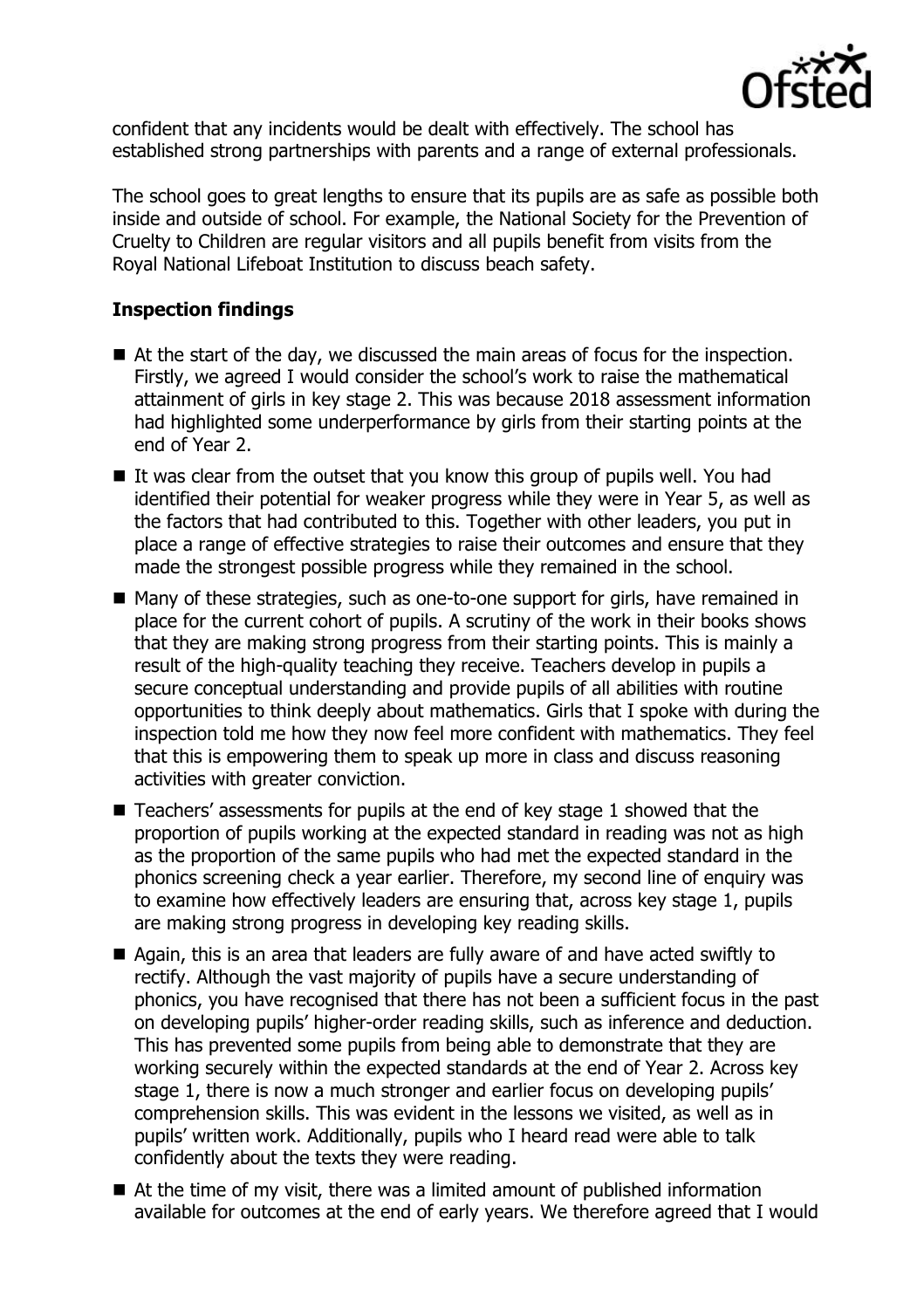confident that any incidents would be dealt with effectively. The school has established strong partnerships with parents and a range of external professionals.

The school goes to great lengths to ensure that its pupils are as safe as possible both inside and outside of school. For example, the National Society for the Prevention of Cruelty to Children are regular visitors and all pupils benefit from visits from the Royal National Lifeboat Institution to discuss beach safety.

**Inspection findings**

- At the start of the day, we discussed the main areas of focus for the inspection. Firstly, we agreed I would consider the school's work to raise the mathematical attainment of girls in key stage 2. This was because 2018 assessment information had highlighted some underperformance by girls from their starting points at the end of Year 2.
- It was clear from the outset that you know this group of pupils well. You had identified their potential for weaker progress while they were in Year 5, as well as the factors that had contributed to this. Together with other leaders, you put in place a range of effective strategies to raise their outcomes and ensure that they made the strongest possible progress while they remained in the school.
- Many of these strategies, such as one-to-one support for girls, have remained in place for the current cohort of pupils. A scrutiny of the work in their books shows that they are making strong progress from their starting points. This is mainly a result of the high-quality teaching they receive. Teachers develop in pupils a secure conceptual understanding and provide pupils of all abilities with routine opportunities to think deeply about mathematics. Girls that I spoke with during the inspection told me how they now feel more confident with mathematics. They feel that this is empowering them to speak up more in class and discuss reasoning activities with greater conviction.
- Teachers' assessments for pupils at the end of key stage 1 showed that the proportion of pupils working at the expected standard in reading was not as high as the proportion of the same pupils who had met the expected standard in the phonics screening check a year earlier. Therefore, my second line of enquiry was to examine how effectively leaders are ensuring that, across key stage 1, pupils are making strong progress in developing key reading skills.
- Again, this is an area that leaders are fully aware of and have acted swiftly to rectify. Although the vast majority of pupils have a secure understanding of phonics, you have recognised that there has not been a sufficient focus in the past on developing pupils' higher-order reading skills, such as inference and deduction. This has prevented some pupils from being able to demonstrate that they are working securely within the expected standards at the end of Year 2. Across key stage 1, there is now a much stronger and earlier focus on developing pupils' comprehension skills. This was evident in the lessons we visited, as well as in pupils' written work. Additionally, pupils who I heard read were able to talk confidently about the texts they were reading.
- At the time of my visit, there was a limited amount of published information available for outcomes at the end of early years. We therefore agreed that I would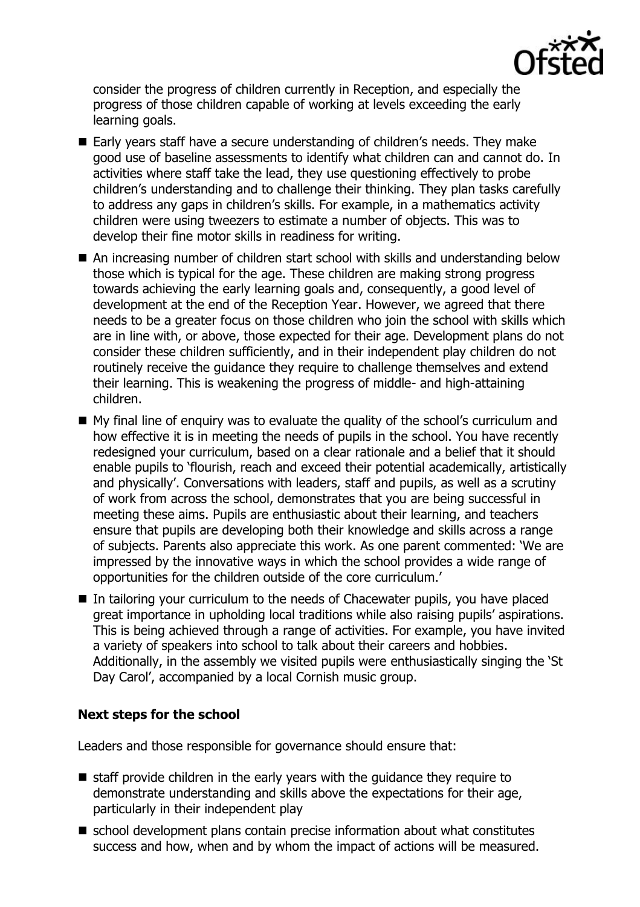consider the progress of children currently in Reception, and especially the progress of those children capable of working at levels exceeding the early learning goals.

- Early years staff have a secure understanding of children's needs. They make good use of baseline assessments to identify what children can and cannot do. In activities where staff take the lead, they use questioning effectively to probe children's understanding and to challenge their thinking. They plan tasks carefully to address any gaps in children's skills. For example, in a mathematics activity children were using tweezers to estimate a number of objects. This was to develop their fine motor skills in readiness for writing.
- An increasing number of children start school with skills and understanding below those which is typical for the age. These children are making strong progress towards achieving the early learning goals and, consequently, a good level of development at the end of the Reception Year. However, we agreed that there needs to be a greater focus on those children who join the school with skills which are in line with, or above, those expected for their age. Development plans do not consider these children sufficiently, and in their independent play children do not routinely receive the guidance they require to challenge themselves and extend their learning. This is weakening the progress of middle- and high-attaining children.
- My final line of enquiry was to evaluate the quality of the school's curriculum and how effective it is in meeting the needs of pupils in the school. You have recently redesigned your curriculum, based on a clear rationale and a belief that it should enable pupils to 'flourish, reach and exceed their potential academically, artistically and physically'. Conversations with leaders, staff and pupils, as well as a scrutiny of work from across the school, demonstrates that you are being successful in meeting these aims. Pupils are enthusiastic about their learning, and teachers ensure that pupils are developing both their knowledge and skills across a range of subjects. Parents also appreciate this work. As one parent commented: 'We are impressed by the innovative ways in which the school provides a wide range of opportunities for the children outside of the core curriculum.'
- In tailoring your curriculum to the needs of Chacewater pupils, you have placed great importance in upholding local traditions while also raising pupils' aspirations. This is being achieved through a range of activities. For example, you have invited a variety of speakers into school to talk about their careers and hobbies. Additionally, in the assembly we visited pupils were enthusiastically singing the 'St Day Carol', accompanied by a local Cornish music group.

## Next steps for the school

Leaders and those responsible for governance should ensure that:

- staff provide children in the early years with the guidance they require to demonstrate understanding and skills above the expectations for their age, particularly in their independent play
- school development plans contain precise information about what constitutes success and how, when and by whom the impact of actions will be measured.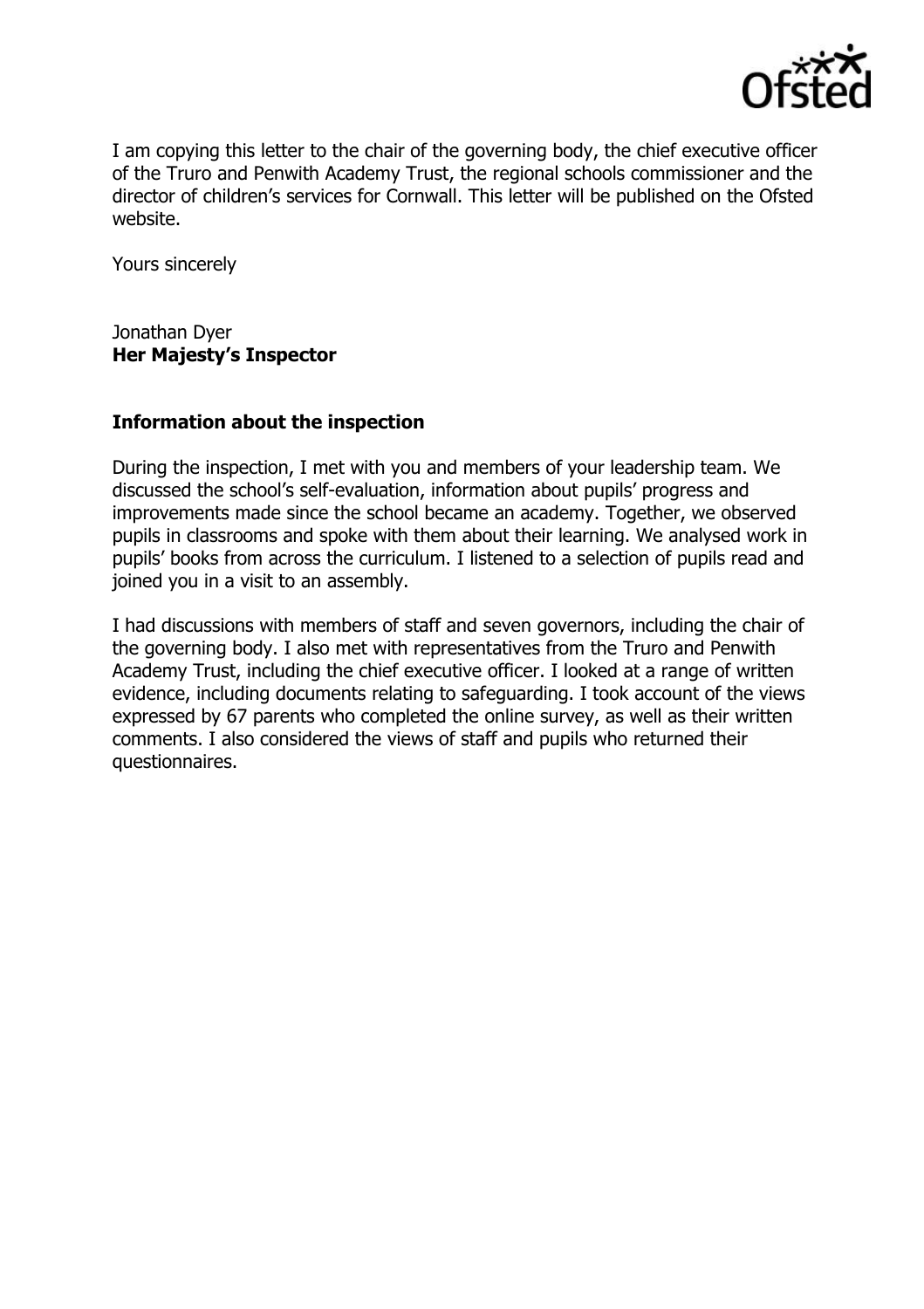I am copying this letter to the chair of the governing body, the chief executive officer of the Truro and Penwith Academy Trust, the regional schools commissioner and the director of children's services for Cornwall. This letter will be published on the Ofsted website.

Yours sincerely

Jonathan Dyer
**Her Majesty's Inspector**

## Information about the inspection

During the inspection, I met with you and members of your leadership team. We discussed the school's self-evaluation, information about pupils' progress and improvements made since the school became an academy. Together, we observed pupils in classrooms and spoke with them about their learning. We analysed work in pupils' books from across the curriculum. I listened to a selection of pupils read and joined you in a visit to an assembly.

I had discussions with members of staff and seven governors, including the chair of the governing body. I also met with representatives from the Truro and Penwith Academy Trust, including the chief executive officer. I looked at a range of written evidence, including documents relating to safeguarding. I took account of the views expressed by 67 parents who completed the online survey, as well as their written comments. I also considered the views of staff and pupils who returned their questionnaires.